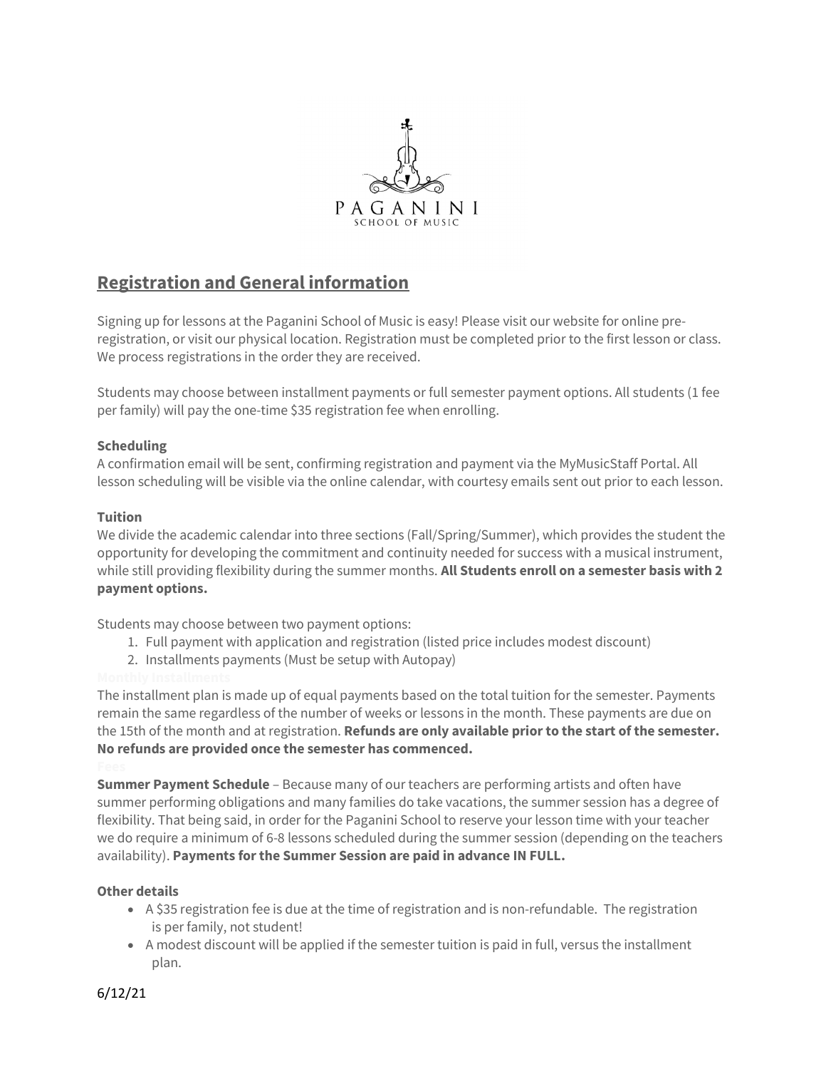PAGANINI
SCHOOL OF MUSIC

## Registration and General information

Signing up for lessons at the Paganini School of Music is easy! Please visit our website for online pre-registration, or visit our physical location. Registration must be completed prior to the first lesson or class. We process registrations in the order they are received.

Students may choose between installment payments or full semester payment options. All students (1 fee per family) will pay the one-time $35 registration fee when enrolling.

**Scheduling**
A confirmation email will be sent, confirming registration and payment via the MyMusicStaff Portal. All lesson scheduling will be visible via the online calendar, with courtesy emails sent out prior to each lesson.

**Tuition**
We divide the academic calendar into three sections (Fall/Spring/Summer), which provides the student the opportunity for developing the commitment and continuity needed for success with a musical instrument, while still providing flexibility during the summer months. **All Students enroll on a semester basis with 2 payment options.**

Students may choose between two payment options:

1. Full payment with application and registration (listed price includes modest discount)
2. Installments payments (Must be setup with Autopay)

**Monthly Installments**
The installment plan is made up of equal payments based on the total tuition for the semester. Payments remain the same regardless of the number of weeks or lessons in the month. These payments are due on the 15th of the month and at registration. **Refunds are only available prior to the start of the semester. No refunds are provided once the semester has commenced.**

**Fees**
**Summer Payment Schedule** – Because many of our teachers are performing artists and often have summer performing obligations and many families do take vacations, the summer session has a degree of flexibility. That being said, in order for the Paganini School to reserve your lesson time with your teacher we do require a minimum of 6-8 lessons scheduled during the summer session (depending on the teachers availability). **Payments for the Summer Session are paid in advance IN FULL.**

**Other details**

- A $35 registration fee is due at the time of registration and is non-refundable. The registration is per family, not student!
- A modest discount will be applied if the semester tuition is paid in full, versus the installment plan.

6/12/21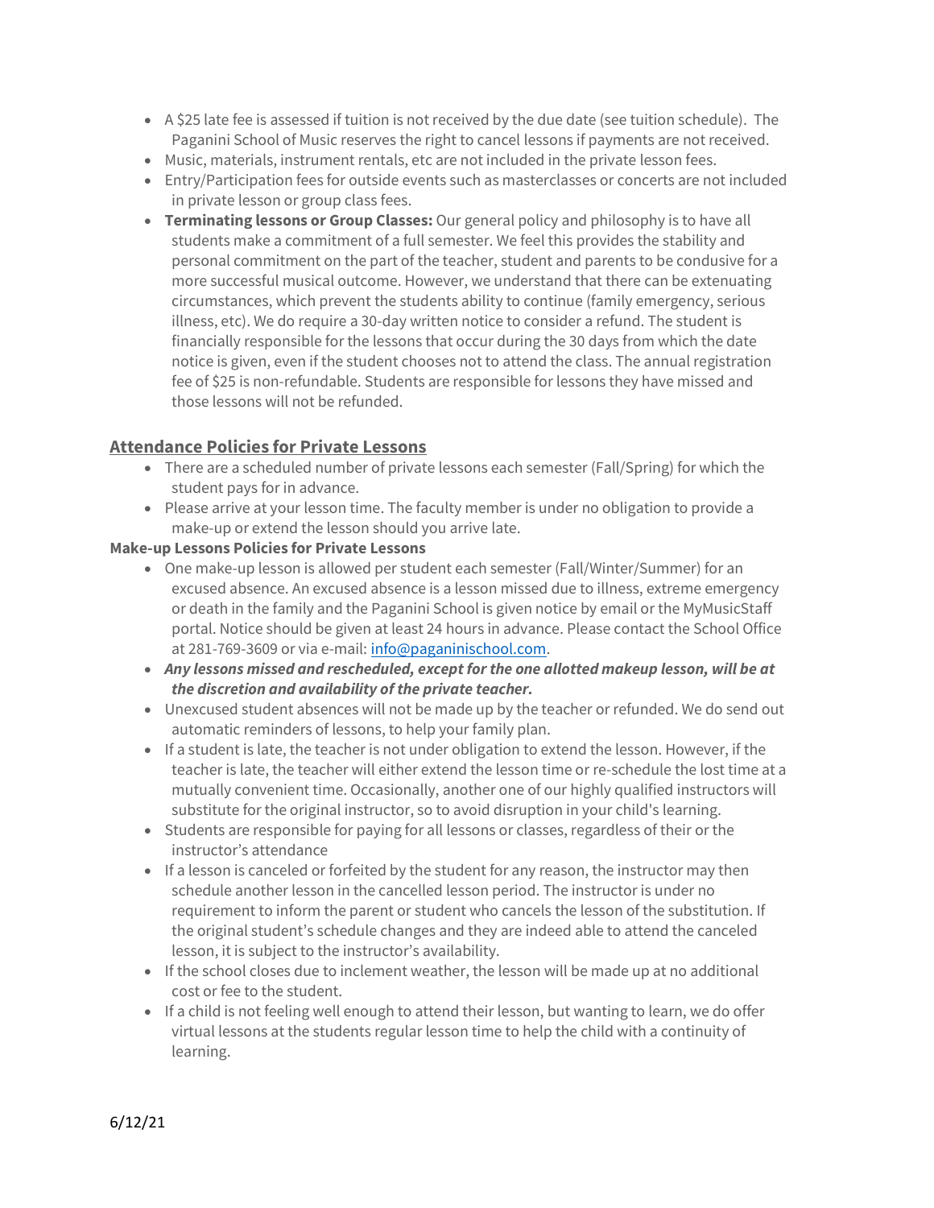- A $25 late fee is assessed if tuition is not received by the due date (see tuition schedule). The Paganini School of Music reserves the right to cancel lessons if payments are not received.
- Music, materials, instrument rentals, etc are not included in the private lesson fees.
- Entry/Participation fees for outside events such as masterclasses or concerts are not included in private lesson or group class fees.
- **Terminating lessons or Group Classes:** Our general policy and philosophy is to have all students make a commitment of a full semester. We feel this provides the stability and personal commitment on the part of the teacher, student and parents to be condusive for a more successful musical outcome. However, we understand that there can be extenuating circumstances, which prevent the students ability to continue (family emergency, serious illness, etc). We do require a 30-day written notice to consider a refund. The student is financially responsible for the lessons that occur during the 30 days from which the date notice is given, even if the student chooses not to attend the class. The annual registration fee of $25 is non-refundable. Students are responsible for lessons they have missed and those lessons will not be refunded.

## Attendance Policies for Private Lessons

- There are a scheduled number of private lessons each semester (Fall/Spring) for which the student pays for in advance.
- Please arrive at your lesson time. The faculty member is under no obligation to provide a make-up or extend the lesson should you arrive late.

**Make-up Lessons Policies for Private Lessons**

- One make-up lesson is allowed per student each semester (Fall/Winter/Summer) for an excused absence. An excused absence is a lesson missed due to illness, extreme emergency or death in the family and the Paganini School is given notice by email or the MyMusicStaff portal. Notice should be given at least 24 hours in advance. Please contact the School Office at 281-769-3609 or via e-mail: info@paganinischool.com.
- ***Any lessons missed and rescheduled, except for the one allotted makeup lesson, will be at the discretion and availability of the private teacher.***
- Unexcused student absences will not be made up by the teacher or refunded. We do send out automatic reminders of lessons, to help your family plan.
- If a student is late, the teacher is not under obligation to extend the lesson. However, if the teacher is late, the teacher will either extend the lesson time or re-schedule the lost time at a mutually convenient time. Occasionally, another one of our highly qualified instructors will substitute for the original instructor, so to avoid disruption in your child's learning.
- Students are responsible for paying for all lessons or classes, regardless of their or the instructor's attendance
- If a lesson is canceled or forfeited by the student for any reason, the instructor may then schedule another lesson in the cancelled lesson period. The instructor is under no requirement to inform the parent or student who cancels the lesson of the substitution. If the original student's schedule changes and they are indeed able to attend the canceled lesson, it is subject to the instructor's availability.
- If the school closes due to inclement weather, the lesson will be made up at no additional cost or fee to the student.
- If a child is not feeling well enough to attend their lesson, but wanting to learn, we do offer virtual lessons at the students regular lesson time to help the child with a continuity of learning.

6/12/21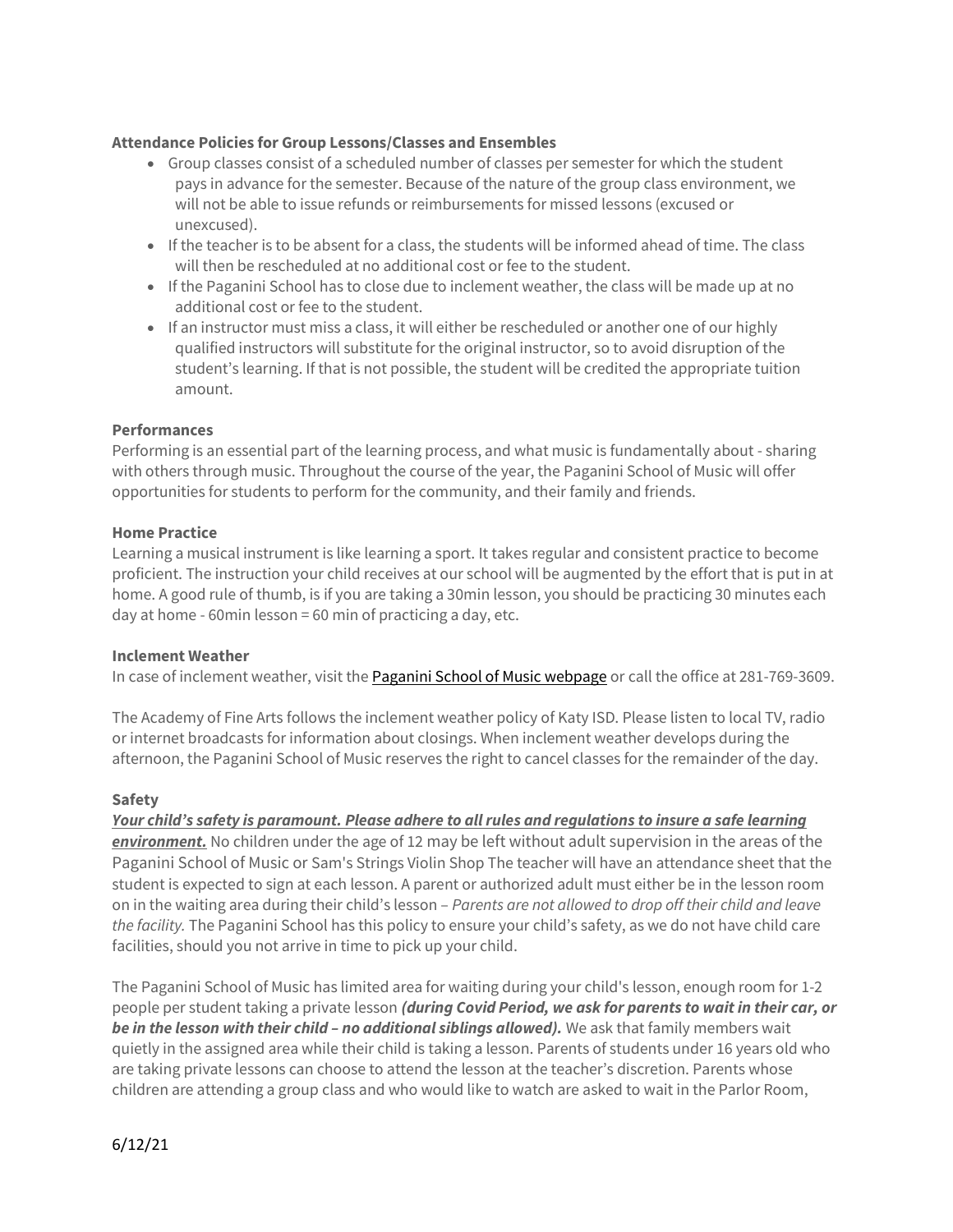**Attendance Policies for Group Lessons/Classes and Ensembles**

- Group classes consist of a scheduled number of classes per semester for which the student pays in advance for the semester. Because of the nature of the group class environment, we will not be able to issue refunds or reimbursements for missed lessons (excused or unexcused).
- If the teacher is to be absent for a class, the students will be informed ahead of time. The class will then be rescheduled at no additional cost or fee to the student.
- If the Paganini School has to close due to inclement weather, the class will be made up at no additional cost or fee to the student.
- If an instructor must miss a class, it will either be rescheduled or another one of our highly qualified instructors will substitute for the original instructor, so to avoid disruption of the student's learning. If that is not possible, the student will be credited the appropriate tuition amount.

**Performances**

Performing is an essential part of the learning process, and what music is fundamentally about - sharing with others through music. Throughout the course of the year, the Paganini School of Music will offer opportunities for students to perform for the community, and their family and friends.

**Home Practice**

Learning a musical instrument is like learning a sport. It takes regular and consistent practice to become proficient. The instruction your child receives at our school will be augmented by the effort that is put in at home. A good rule of thumb, is if you are taking a 30min lesson, you should be practicing 30 minutes each day at home - 60min lesson = 60 min of practicing a day, etc.

**Inclement Weather**

In case of inclement weather, visit the Paganini School of Music webpage or call the office at 281-769-3609.

The Academy of Fine Arts follows the inclement weather policy of Katy ISD. Please listen to local TV, radio or internet broadcasts for information about closings. When inclement weather develops during the afternoon, the Paganini School of Music reserves the right to cancel classes for the remainder of the day.

**Safety**

***Your child's safety is paramount. Please adhere to all rules and regulations to insure a safe learning environment.*** No children under the age of 12 may be left without adult supervision in the areas of the Paganini School of Music or Sam's Strings Violin Shop The teacher will have an attendance sheet that the student is expected to sign at each lesson. A parent or authorized adult must either be in the lesson room on in the waiting area during their child's lesson – *Parents are not allowed to drop off their child and leave the facility.* The Paganini School has this policy to ensure your child's safety, as we do not have child care facilities, should you not arrive in time to pick up your child.

The Paganini School of Music has limited area for waiting during your child's lesson, enough room for 1-2 people per student taking a private lesson ***(during Covid Period, we ask for parents to wait in their car, or be in the lesson with their child – no additional siblings allowed).*** We ask that family members wait quietly in the assigned area while their child is taking a lesson. Parents of students under 16 years old who are taking private lessons can choose to attend the lesson at the teacher's discretion. Parents whose children are attending a group class and who would like to watch are asked to wait in the Parlor Room,

6/12/21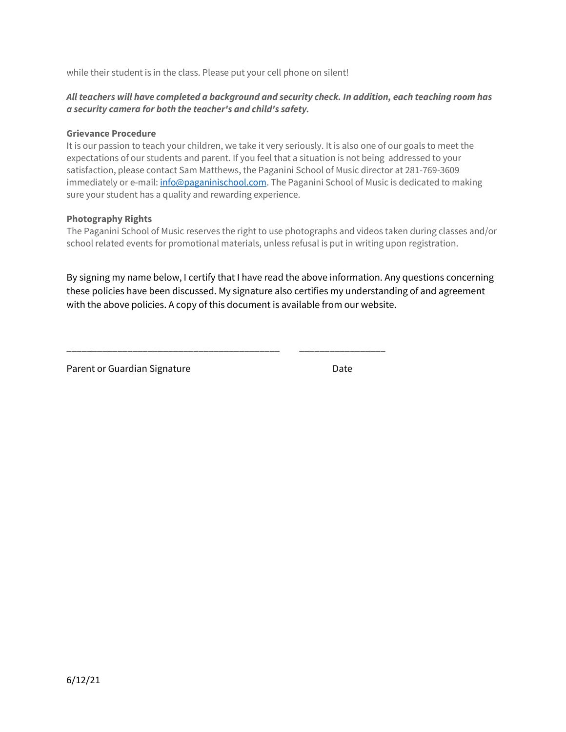while their student is in the class. Please put your cell phone on silent!

***All teachers will have completed a background and security check. In addition, each teaching room has a security camera for both the teacher's and child's safety.***

**Grievance Procedure**

It is our passion to teach your children, we take it very seriously. It is also one of our goals to meet the expectations of our students and parent. If you feel that a situation is not being addressed to your satisfaction, please contact Sam Matthews, the Paganini School of Music director at 281-769-3609 immediately or e-mail: info@paganinischool.com. The Paganini School of Music is dedicated to making sure your student has a quality and rewarding experience.

**Photography Rights**

The Paganini School of Music reserves the right to use photographs and videos taken during classes and/or school related events for promotional materials, unless refusal is put in writing upon registration.

By signing my name below, I certify that I have read the above information. Any questions concerning these policies have been discussed. My signature also certifies my understanding of and agreement with the above policies. A copy of this document is available from our website.

\_\_\_\_\_\_\_\_\_\_\_\_\_\_\_\_\_\_\_\_\_\_\_\_\_\_\_\_\_\_\_\_\_\_\_\_\_\_\_\_\_\_ \_\_\_\_\_\_\_\_\_\_\_\_\_\_\_\_\_

Parent or Guardian Signature Date

6/12/21